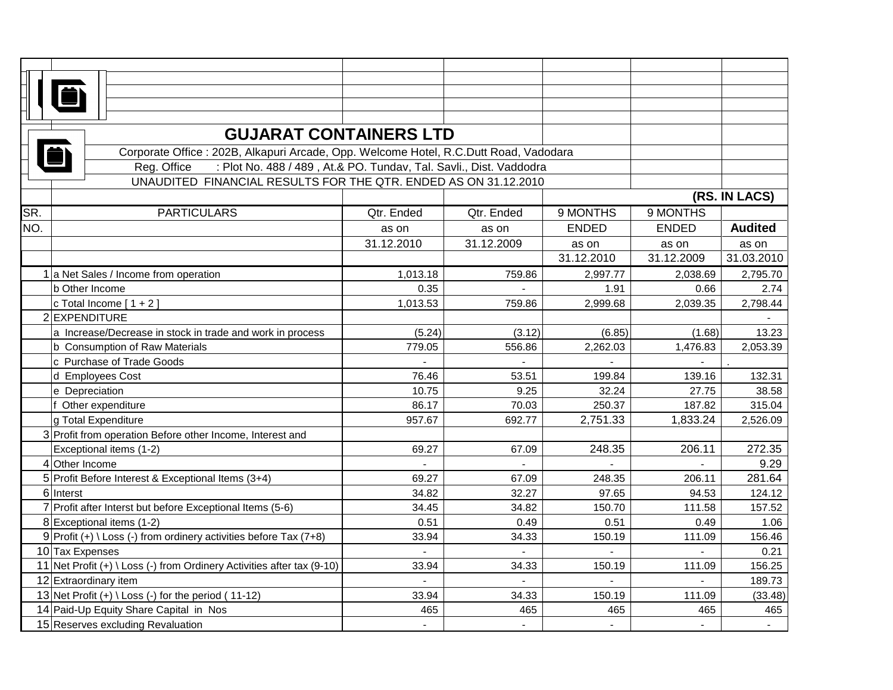# GUJARAT CONTAINERS LTD

Corporate Office : 202B, Alkapuri Arcade, Opp. Welcome Hotel, R.C.Dutt Road, Vadodara

Reg. Office : Plot No. 488 / 489 , At.& PO. Tundav, Tal. Savli., Dist. Vaddodra

UNAUDITED FINANCIAL RESULTS FOR THE QTR. ENDED AS ON 31.12.2010

**(RS. IN LACS)**

| SR. NO. | PARTICULARS | Qtr. Ended as on 31.12.2010 | Qtr. Ended as on 31.12.2009 | 9 MONTHS ENDED as on 31.12.2010 | 9 MONTHS ENDED as on 31.12.2009 | **Audited** as on 31.03.2010 |
|---|---|---|---|---|---|---|
| 1 | a Net Sales / Income from operation | 1,013.18 | 759.86 | 2,997.77 | 2,038.69 | 2,795.70 |
| | b Other Income | 0.35 | - | 1.91 | 0.66 | 2.74 |
| | c Total Income [ 1 + 2 ] | 1,013.53 | 759.86 | 2,999.68 | 2,039.35 | 2,798.44 |
| 2 | EXPENDITURE | | | | | - |
| | a Increase/Decrease in stock in trade and work in process | (5.24) | (3.12) | (6.85) | (1.68) | 13.23 |
| | b Consumption of Raw Materials | 779.05 | 556.86 | 2,262.03 | 1,476.83 | 2,053.39 |
| | c Purchase of Trade Goods | - | - | - | - | . |
| | d Employees Cost | 76.46 | 53.51 | 199.84 | 139.16 | 132.31 |
| | e Depreciation | 10.75 | 9.25 | 32.24 | 27.75 | 38.58 |
| | f Other expenditure | 86.17 | 70.03 | 250.37 | 187.82 | 315.04 |
| | g Total Expenditure | 957.67 | 692.77 | 2,751.33 | 1,833.24 | 2,526.09 |
| 3 | Profit from operation Before other Income, Interest and Exceptional items (1-2) | 69.27 | 67.09 | 248.35 | 206.11 | 272.35 |
| 4 | Other Income | - | - | - | - | 9.29 |
| 5 | Profit Before Interest & Exceptional Items (3+4) | 69.27 | 67.09 | 248.35 | 206.11 | 281.64 |
| 6 | Interst | 34.82 | 32.27 | 97.65 | 94.53 | 124.12 |
| 7 | Profit after Interst but before Exceptional Items (5-6) | 34.45 | 34.82 | 150.70 | 111.58 | 157.52 |
| 8 | Exceptional items (1-2) | 0.51 | 0.49 | 0.51 | 0.49 | 1.06 |
| 9 | Profit (+) \ Loss (-) from ordinery activities before Tax (7+8) | 33.94 | 34.33 | 150.19 | 111.09 | 156.46 |
| 10 | Tax Expenses | - | - | - | - | 0.21 |
| 11 | Net Profit (+) \ Loss (-) from Ordinery Activities after tax (9-10) | 33.94 | 34.33 | 150.19 | 111.09 | 156.25 |
| 12 | Extraordinary item | - | - | - | - | 189.73 |
| 13 | Net Profit (+) \ Loss (-) for the period ( 11-12) | 33.94 | 34.33 | 150.19 | 111.09 | (33.48) |
| 14 | Paid-Up Equity Share Capital in Nos | 465 | 465 | 465 | 465 | 465 |
| 15 | Reserves excluding Revaluation | - | - | - | - | - |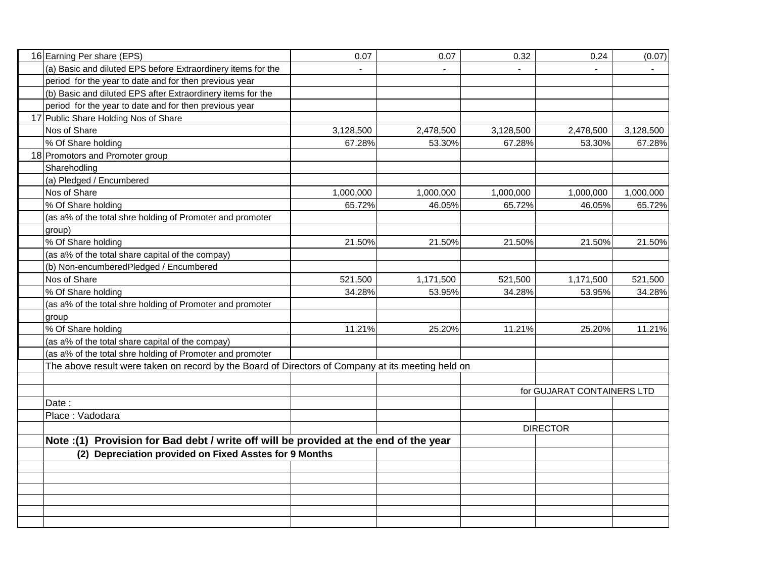| | | | | | | |
|---|---|---|---|---|---|---|
| 16 | Earning Per share (EPS) | 0.07 | 0.07 | 0.32 | 0.24 | (0.07) |
| | (a) Basic and diluted EPS before Extraordinery items for the | - | - | - | - | - |
| | period for the year to date and for then previous year | | | | | |
| | (b) Basic and diluted EPS after Extraordinery items for the | | | | | |
| | period for the year to date and for then previous year | | | | | |
| 17 | Public Share Holding Nos of Share | | | | | |
| | Nos of Share | 3,128,500 | 2,478,500 | 3,128,500 | 2,478,500 | 3,128,500 |
| | % Of Share holding | 67.28% | 53.30% | 67.28% | 53.30% | 67.28% |
| 18 | Promotors and Promoter group | | | | | |
| | Sharehodling | | | | | |
| | (a) Pledged / Encumbered | | | | | |
| | Nos of Share | 1,000,000 | 1,000,000 | 1,000,000 | 1,000,000 | 1,000,000 |
| | % Of Share holding | 65.72% | 46.05% | 65.72% | 46.05% | 65.72% |
| | (as a% of the total shre holding of Promoter and promoter | | | | | |
| | group) | | | | | |
| | % Of Share holding | 21.50% | 21.50% | 21.50% | 21.50% | 21.50% |
| | (as a% of the total share capital of the compay) | | | | | |
| | (b) Non-encumberedPledged / Encumbered | | | | | |
| | Nos of Share | 521,500 | 1,171,500 | 521,500 | 1,171,500 | 521,500 |
| | % Of Share holding | 34.28% | 53.95% | 34.28% | 53.95% | 34.28% |
| | (as a% of the total shre holding of Promoter and promoter | | | | | |
| | group | | | | | |
| | % Of Share holding | 11.21% | 25.20% | 11.21% | 25.20% | 11.21% |
| | (as a% of the total share capital of the compay) | | | | | |
| | (as a% of the total shre holding of Promoter and promoter | | | | | |

The above result were taken on record by the Board of Directors of Company at its meeting held on

for GUJARAT CONTAINERS LTD

Date :

Place : Vadodara

DIRECTOR

**Note :(1) Provision for Bad debt / write off will be provided at the end of the year**

**(2) Depreciation provided on Fixed Asstes for 9 Months**